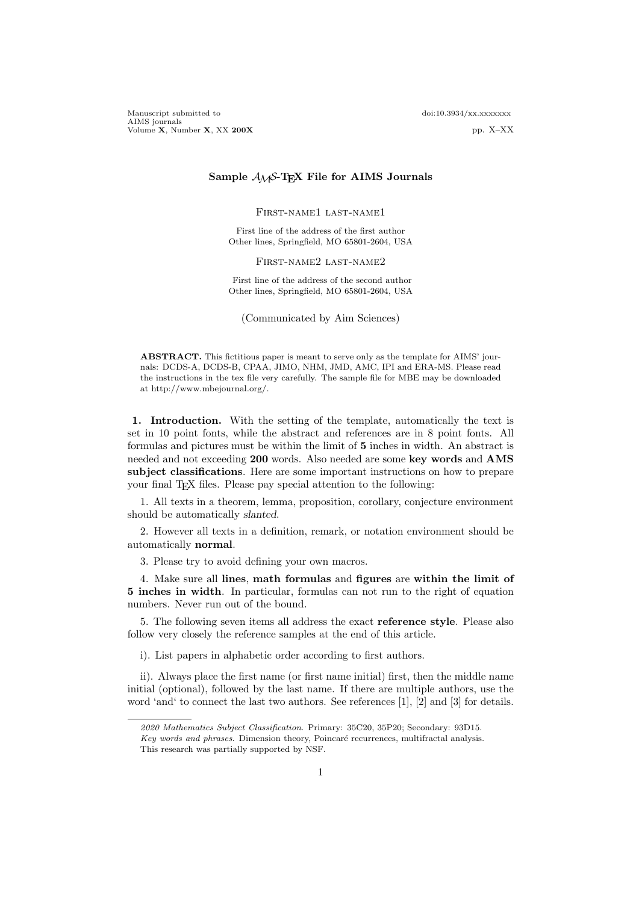# Sample $\mathcal{A}\mathcal{M}\mathcal{S}$-TEX File for AIMS Journals

First-name1 last-name1

First line of the address of the first author
Other lines, Springfield, MO 65801-2604, USA

First-name2 last-name2

First line of the address of the second author
Other lines, Springfield, MO 65801-2604, USA

(Communicated by Aim Sciences)

**ABSTRACT.** This fictitious paper is meant to serve only as the template for AIMS' journals: DCDS-A, DCDS-B, CPAA, JIMO, NHM, JMD, AMC, IPI and ERA-MS. Please read the instructions in the tex file very carefully. The sample file for MBE may be downloaded at http://www.mbejournal.org/.

## 1. Introduction.

With the setting of the template, automatically the text is set in 10 point fonts, while the abstract and references are in 8 point fonts. All formulas and pictures must be within the limit of **5** inches in width. An abstract is needed and not exceeding **200** words. Also needed are some **key words** and **AMS subject classifications**. Here are some important instructions on how to prepare your final TEX files. Please pay special attention to the following:

1. All texts in a theorem, lemma, proposition, corollary, conjecture environment should be automatically *slanted*.

2. However all texts in a definition, remark, or notation environment should be automatically **normal**.

3. Please try to avoid defining your own macros.

4. Make sure all **lines**, **math formulas** and **figures** are **within the limit of 5 inches in width**. In particular, formulas can not run to the right of equation numbers. Never run out of the bound.

5. The following seven items all address the exact **reference style**. Please also follow very closely the reference samples at the end of this article.

i). List papers in alphabetic order according to first authors.

ii). Always place the first name (or first name initial) first, then the middle name initial (optional), followed by the last name. If there are multiple authors, use the word 'and' to connect the last two authors. See references [1], [2] and [3] for details.

---

*2020 Mathematics Subject Classification.* Primary: 35C20, 35P20; Secondary: 93D15.

*Key words and phrases.* Dimension theory, Poincaré recurrences, multifractal analysis.

This research was partially supported by NSF.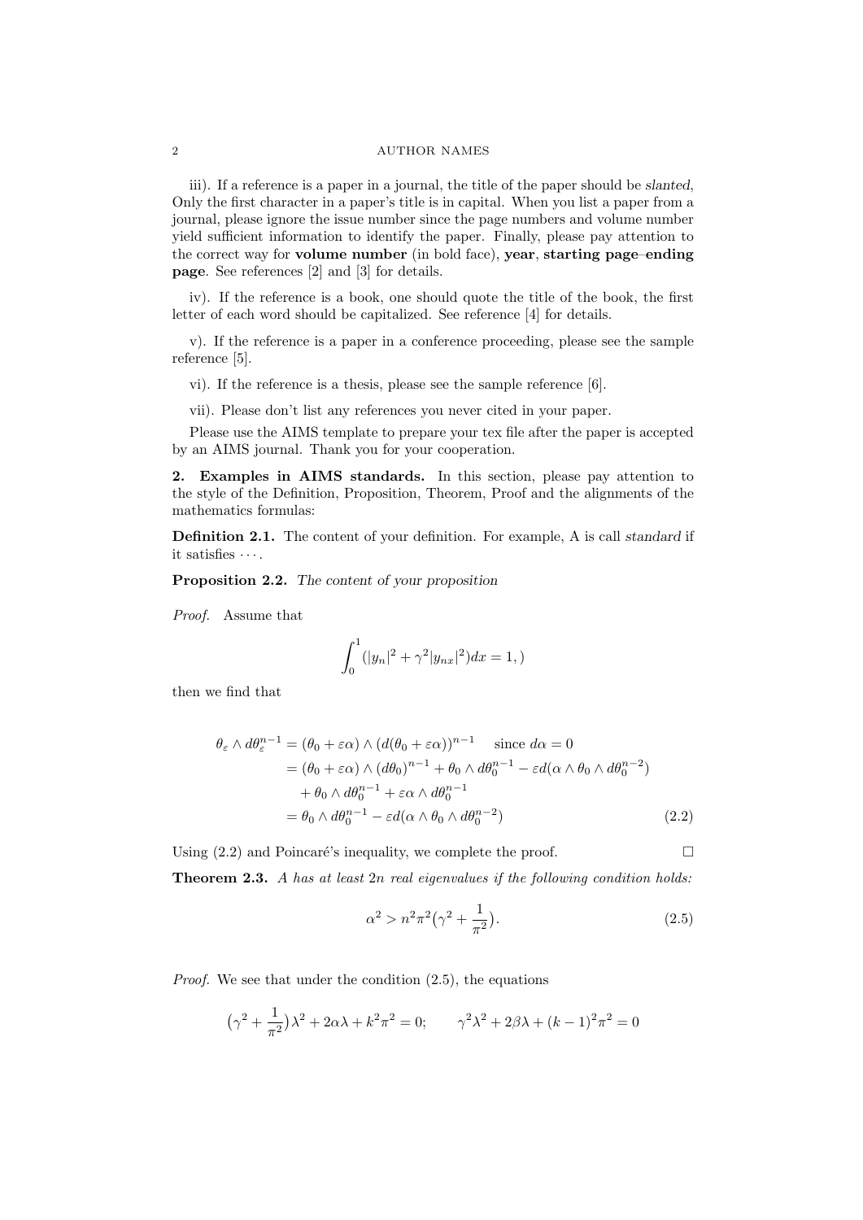iii). If a reference is a paper in a journal, the title of the paper should be *slanted*, Only the first character in a paper's title is in capital. When you list a paper from a journal, please ignore the issue number since the page numbers and volume number yield sufficient information to identify the paper. Finally, please pay attention to the correct way for **volume number** (in bold face), **year**, **starting page–ending page**. See references [2] and [3] for details.

iv). If the reference is a book, one should quote the title of the book, the first letter of each word should be capitalized. See reference [4] for details.

v). If the reference is a paper in a conference proceeding, please see the sample reference [5].

vi). If the reference is a thesis, please see the sample reference [6].

vii). Please don't list any references you never cited in your paper.

Please use the AIMS template to prepare your tex file after the paper is accepted by an AIMS journal. Thank you for your cooperation.

## 2. Examples in AIMS standards.

In this section, please pay attention to the style of the Definition, Proposition, Theorem, Proof and the alignments of the mathematics formulas:

**Definition 2.1.** The content of your definition. For example, A is call *standard* if it satisfies $\cdots$.

**Proposition 2.2.** *The content of your proposition*

*Proof.* Assume that

$$\int_0^1 (|y_n|^2 + \gamma^2 |y_{nx}|^2) dx = 1, )$$

then we find that

$$\begin{aligned}
\theta_\varepsilon \wedge d\theta_\varepsilon^{n-1} &= (\theta_0 + \varepsilon\alpha) \wedge (d(\theta_0 + \varepsilon\alpha))^{n-1} \quad \text{since } d\alpha = 0 \\
&= (\theta_0 + \varepsilon\alpha) \wedge (d\theta_0)^{n-1} + \theta_0 \wedge d\theta_0^{n-1} - \varepsilon d(\alpha \wedge \theta_0 \wedge d\theta_0^{n-2}) \\
&\quad + \theta_0 \wedge d\theta_0^{n-1} + \varepsilon\alpha \wedge d\theta_0^{n-1} \\
&= \theta_0 \wedge d\theta_0^{n-1} - \varepsilon d(\alpha \wedge \theta_0 \wedge d\theta_0^{n-2}) \qquad (2.2)
\end{aligned}$$

Using (2.2) and Poincaré's inequality, we complete the proof. □

**Theorem 2.3.** *A has at least* $2n$ *real eigenvalues if the following condition holds:*

$$\alpha^2 > n^2\pi^2\big(\gamma^2 + \frac{1}{\pi^2}\big). \qquad (2.5)$$

*Proof.* We see that under the condition (2.5), the equations

$$\big(\gamma^2 + \frac{1}{\pi^2}\big)\lambda^2 + 2\alpha\lambda + k^2\pi^2 = 0; \qquad \gamma^2\lambda^2 + 2\beta\lambda + (k-1)^2\pi^2 = 0$$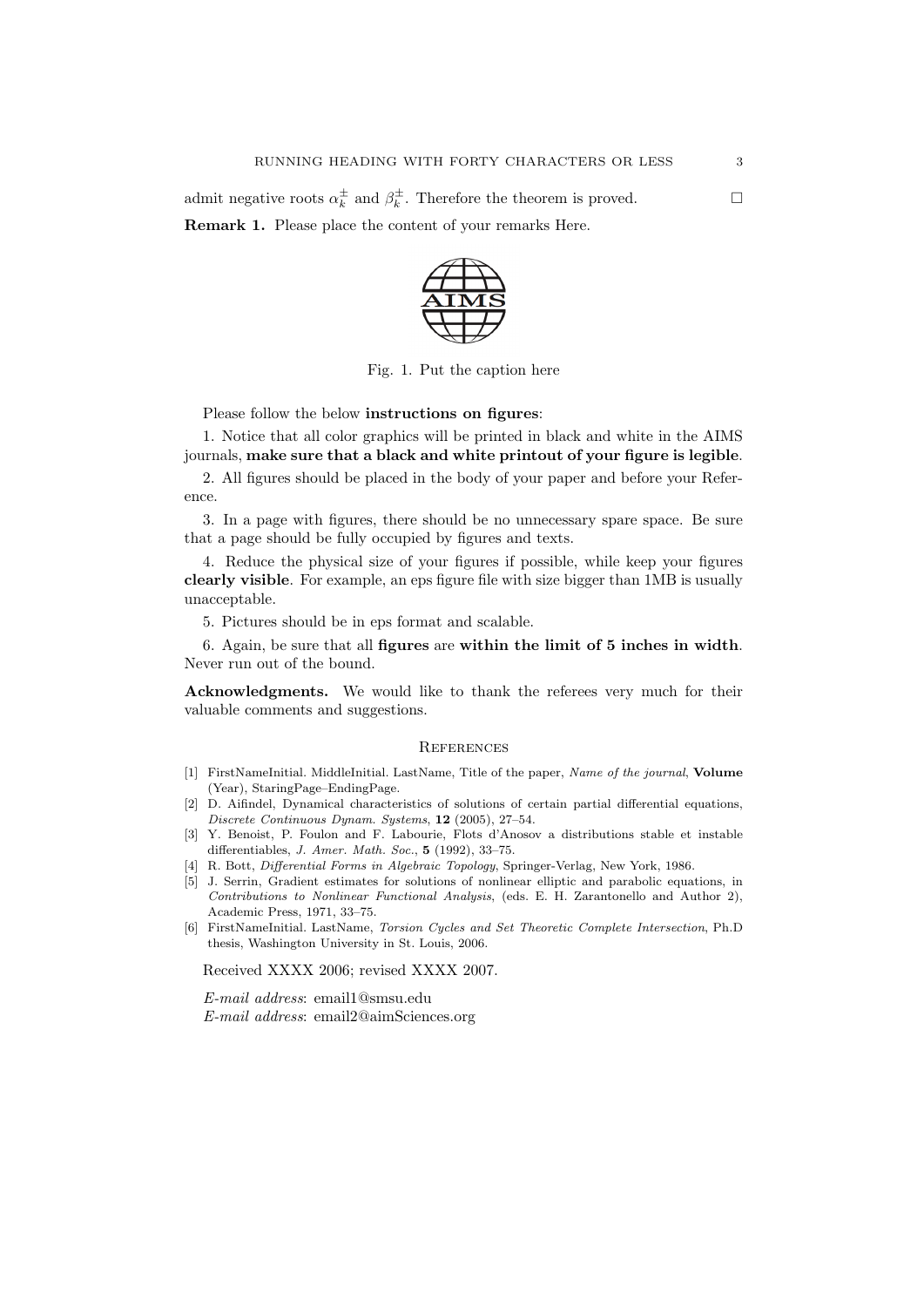admit negative roots $\alpha_k^\pm$ and $\beta_k^\pm$. Therefore the theorem is proved. $\square$

**Remark 1.** Please place the content of your remarks Here.

Fig. 1. Put the caption here

Please follow the below **instructions on figures**:

1. Notice that all color graphics will be printed in black and white in the AIMS journals, **make sure that a black and white printout of your figure is legible**.

2. All figures should be placed in the body of your paper and before your Reference.

3. In a page with figures, there should be no unnecessary spare space. Be sure that a page should be fully occupied by figures and texts.

4. Reduce the physical size of your figures if possible, while keep your figures **clearly visible**. For example, an eps figure file with size bigger than 1MB is usually unacceptable.

5. Pictures should be in eps format and scalable.

6. Again, be sure that all **figures** are **within the limit of 5 inches in width**. Never run out of the bound.

**Acknowledgments.** We would like to thank the referees very much for their valuable comments and suggestions.

## References

[1] FirstNameInitial. MiddleInitial. LastName, Title of the paper, *Name of the journal*, **Volume** (Year), StaringPage–EndingPage.

[2] D. Aifindel, Dynamical characteristics of solutions of certain partial differential equations, *Discrete Continuous Dynam. Systems*, **12** (2005), 27–54.

[3] Y. Benoist, P. Foulon and F. Labourie, Flots d'Anosov a distributions stable et instable differentiables, *J. Amer. Math. Soc.*, **5** (1992), 33–75.

[4] R. Bott, *Differential Forms in Algebraic Topology*, Springer-Verlag, New York, 1986.

[5] J. Serrin, Gradient estimates for solutions of nonlinear elliptic and parabolic equations, in *Contributions to Nonlinear Functional Analysis*, (eds. E. H. Zarantonello and Author 2), Academic Press, 1971, 33–75.

[6] FirstNameInitial. LastName, *Torsion Cycles and Set Theoretic Complete Intersection*, Ph.D thesis, Washington University in St. Louis, 2006.

Received XXXX 2006; revised XXXX 2007.

*E-mail address*: email1@smsu.edu
*E-mail address*: email2@aimSciences.org